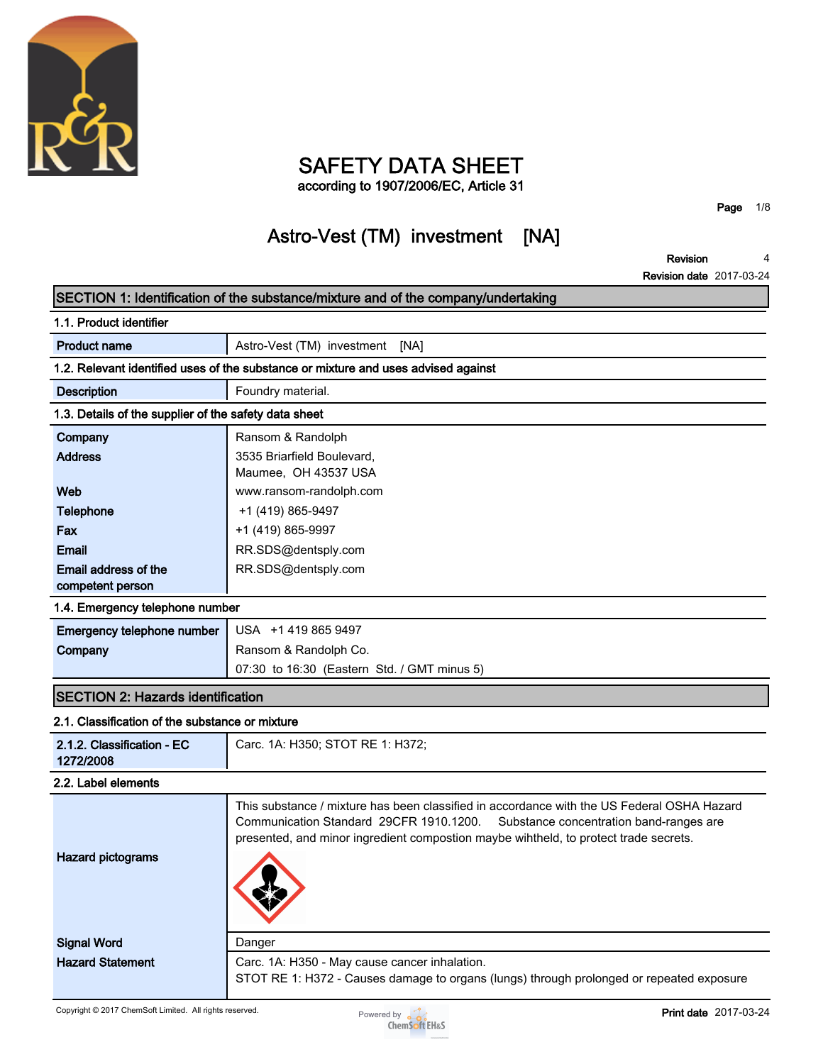# SAFETY DATA SHEET

according to 1907/2006/EC, Article 31

## Astro-Vest (TM) investment [NA]

**Revision** 4
**Revision date** 2017-03-24

## SECTION 1: Identification of the substance/mixture and of the company/undertaking

### 1.1. Product identifier

| | |
|---|---|
| **Product name** | Astro-Vest (TM) investment [NA] |

### 1.2. Relevant identified uses of the substance or mixture and uses advised against

| | |
|---|---|
| **Description** | Foundry material. |

### 1.3. Details of the supplier of the safety data sheet

| | |
|---|---|
| **Company** | Ransom & Randolph |
| **Address** | 3535 Briarfield Boulevard, Maumee, OH 43537 USA |
| **Web** | www.ransom-randolph.com |
| **Telephone** | +1 (419) 865-9497 |
| **Fax** | +1 (419) 865-9997 |
| **Email** | RR.SDS@dentsply.com |
| **Email address of the competent person** | RR.SDS@dentsply.com |

### 1.4. Emergency telephone number

| | |
|---|---|
| **Emergency telephone number** | USA +1 419 865 9497 |
| **Company** | Ransom & Randolph Co. |
| | 07:30 to 16:30 (Eastern Std. / GMT minus 5) |

## SECTION 2: Hazards identification

### 2.1. Classification of the substance or mixture

| | |
|---|---|
| **2.1.2. Classification - EC 1272/2008** | Carc. 1A: H350; STOT RE 1: H372; |

### 2.2. Label elements

| | |
|---|---|
| **Hazard pictograms** | This substance / mixture has been classified in accordance with the US Federal OSHA Hazard Communication Standard 29CFR 1910.1200. Substance concentration band-ranges are presented, and minor ingredient compostion maybe wihtheld, to protect trade secrets. |
| **Signal Word** | Danger |
| **Hazard Statement** | Carc. 1A: H350 - May cause cancer inhalation.<br>STOT RE 1: H372 - Causes damage to organs (lungs) through prolonged or repeated exposure |

Copyright © 2017 ChemSoft Limited. All rights reserved.

**Print date** 2017-03-24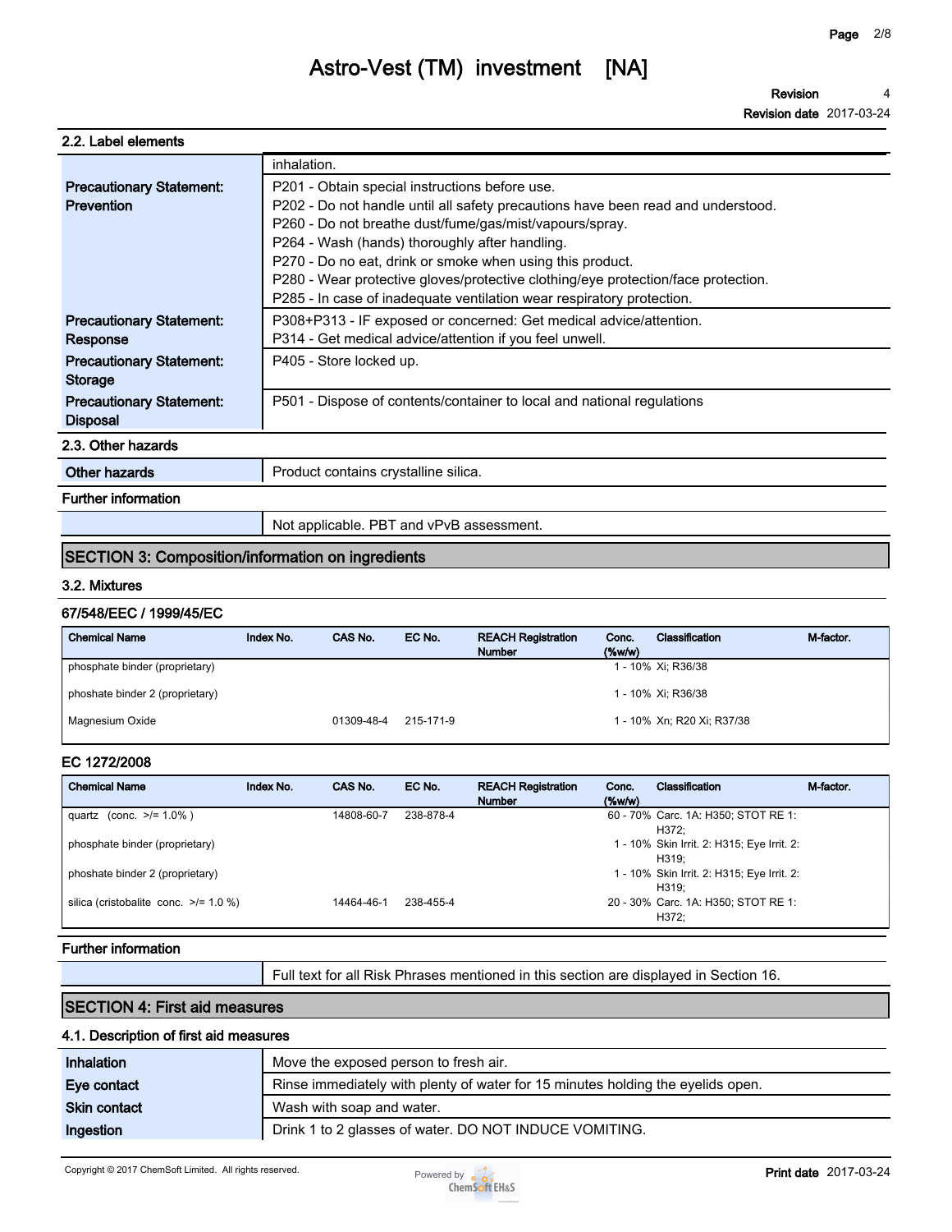# Astro-Vest (TM) investment [NA]

**Revision** 4
**Revision date** 2017-03-24

### 2.2. Label elements

| | |
|---|---|
| | inhalation. |
| **Precautionary Statement: Prevention** | P201 - Obtain special instructions before use.<br>P202 - Do not handle until all safety precautions have been read and understood.<br>P260 - Do not breathe dust/fume/gas/mist/vapours/spray.<br>P264 - Wash (hands) thoroughly after handling.<br>P270 - Do no eat, drink or smoke when using this product.<br>P280 - Wear protective gloves/protective clothing/eye protection/face protection.<br>P285 - In case of inadequate ventilation wear respiratory protection. |
| **Precautionary Statement: Response** | P308+P313 - IF exposed or concerned: Get medical advice/attention.<br>P314 - Get medical advice/attention if you feel unwell. |
| **Precautionary Statement: Storage** | P405 - Store locked up. |
| **Precautionary Statement: Disposal** | P501 - Dispose of contents/container to local and national regulations |

### 2.3. Other hazards

| | |
|---|---|
| **Other hazards** | Product contains crystalline silica. |

**Further information**

| | |
|---|---|
| | Not applicable. PBT and vPvB assessment. |

## SECTION 3: Composition/information on ingredients

### 3.2. Mixtures

**67/548/EEC / 1999/45/EC**

| Chemical Name | Index No. | CAS No. | EC No. | REACH Registration Number | Conc. (%w/w) | Classification | M-factor. |
|---|---|---|---|---|---|---|---|
| phosphate binder (proprietary) | | | | | 1 - 10% | Xi; R36/38 | |
| phoshate binder 2 (proprietary) | | | | | 1 - 10% | Xi; R36/38 | |
| Magnesium Oxide | | 01309-48-4 | 215-171-9 | | 1 - 10% | Xn; R20 Xi; R37/38 | |

**EC 1272/2008**

| Chemical Name | Index No. | CAS No. | EC No. | REACH Registration Number | Conc. (%w/w) | Classification | M-factor. |
|---|---|---|---|---|---|---|---|
| quartz (conc. >/= 1.0% ) | | 14808-60-7 | 238-878-4 | | 60 - 70% | Carc. 1A: H350; STOT RE 1: H372; | |
| phosphate binder (proprietary) | | | | | 1 - 10% | Skin Irrit. 2: H315; Eye Irrit. 2: H319; | |
| phoshate binder 2 (proprietary) | | | | | 1 - 10% | Skin Irrit. 2: H315; Eye Irrit. 2: H319; | |
| silica (cristobalite conc. >/= 1.0 %) | | 14464-46-1 | 238-455-4 | | 20 - 30% | Carc. 1A: H350; STOT RE 1: H372; | |

**Further information**

| | |
|---|---|
| | Full text for all Risk Phrases mentioned in this section are displayed in Section 16. |

## SECTION 4: First aid measures

### 4.1. Description of first aid measures

| | |
|---|---|
| **Inhalation** | Move the exposed person to fresh air. |
| **Eye contact** | Rinse immediately with plenty of water for 15 minutes holding the eyelids open. |
| **Skin contact** | Wash with soap and water. |
| **Ingestion** | Drink 1 to 2 glasses of water. DO NOT INDUCE VOMITING. |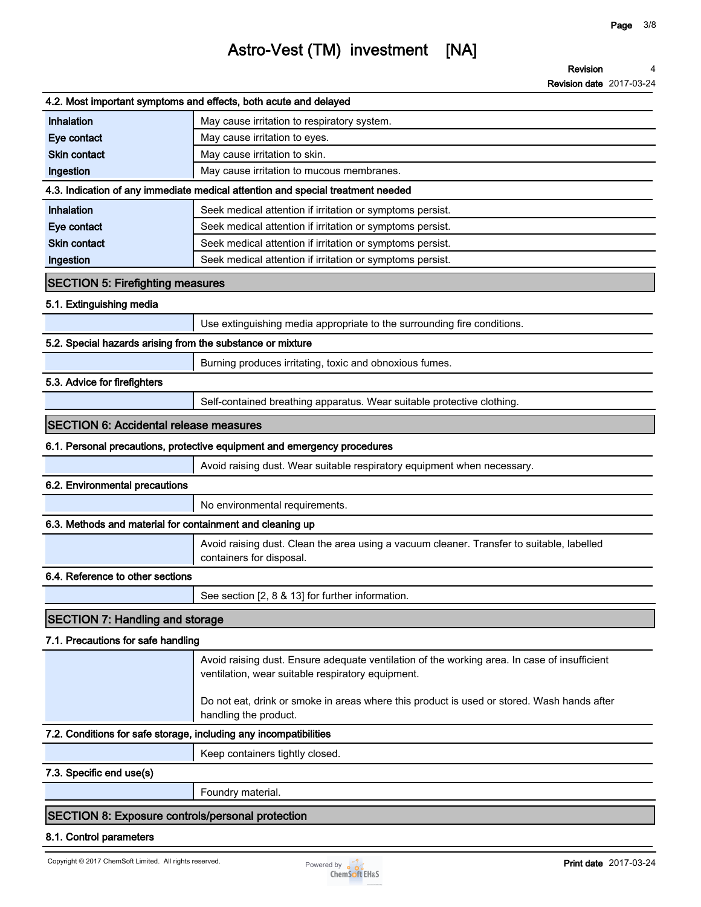### 4.2. Most important symptoms and effects, both acute and delayed

| | |
|---|---|
| Inhalation | May cause irritation to respiratory system. |
| Eye contact | May cause irritation to eyes. |
| Skin contact | May cause irritation to skin. |
| Ingestion | May cause irritation to mucous membranes. |

### 4.3. Indication of any immediate medical attention and special treatment needed

| | |
|---|---|
| Inhalation | Seek medical attention if irritation or symptoms persist. |
| Eye contact | Seek medical attention if irritation or symptoms persist. |
| Skin contact | Seek medical attention if irritation or symptoms persist. |
| Ingestion | Seek medical attention if irritation or symptoms persist. |

## SECTION 5: Firefighting measures

### 5.1. Extinguishing media

Use extinguishing media appropriate to the surrounding fire conditions.

### 5.2. Special hazards arising from the substance or mixture

Burning produces irritating, toxic and obnoxious fumes.

### 5.3. Advice for firefighters

Self-contained breathing apparatus. Wear suitable protective clothing.

## SECTION 6: Accidental release measures

### 6.1. Personal precautions, protective equipment and emergency procedures

Avoid raising dust. Wear suitable respiratory equipment when necessary.

### 6.2. Environmental precautions

No environmental requirements.

### 6.3. Methods and material for containment and cleaning up

Avoid raising dust. Clean the area using a vacuum cleaner. Transfer to suitable, labelled containers for disposal.

### 6.4. Reference to other sections

See section [2, 8 & 13] for further information.

## SECTION 7: Handling and storage

### 7.1. Precautions for safe handling

Avoid raising dust. Ensure adequate ventilation of the working area. In case of insufficient ventilation, wear suitable respiratory equipment.

Do not eat, drink or smoke in areas where this product is used or stored. Wash hands after handling the product.

### 7.2. Conditions for safe storage, including any incompatibilities

Keep containers tightly closed.

### 7.3. Specific end use(s)

Foundry material.

## SECTION 8: Exposure controls/personal protection

### 8.1. Control parameters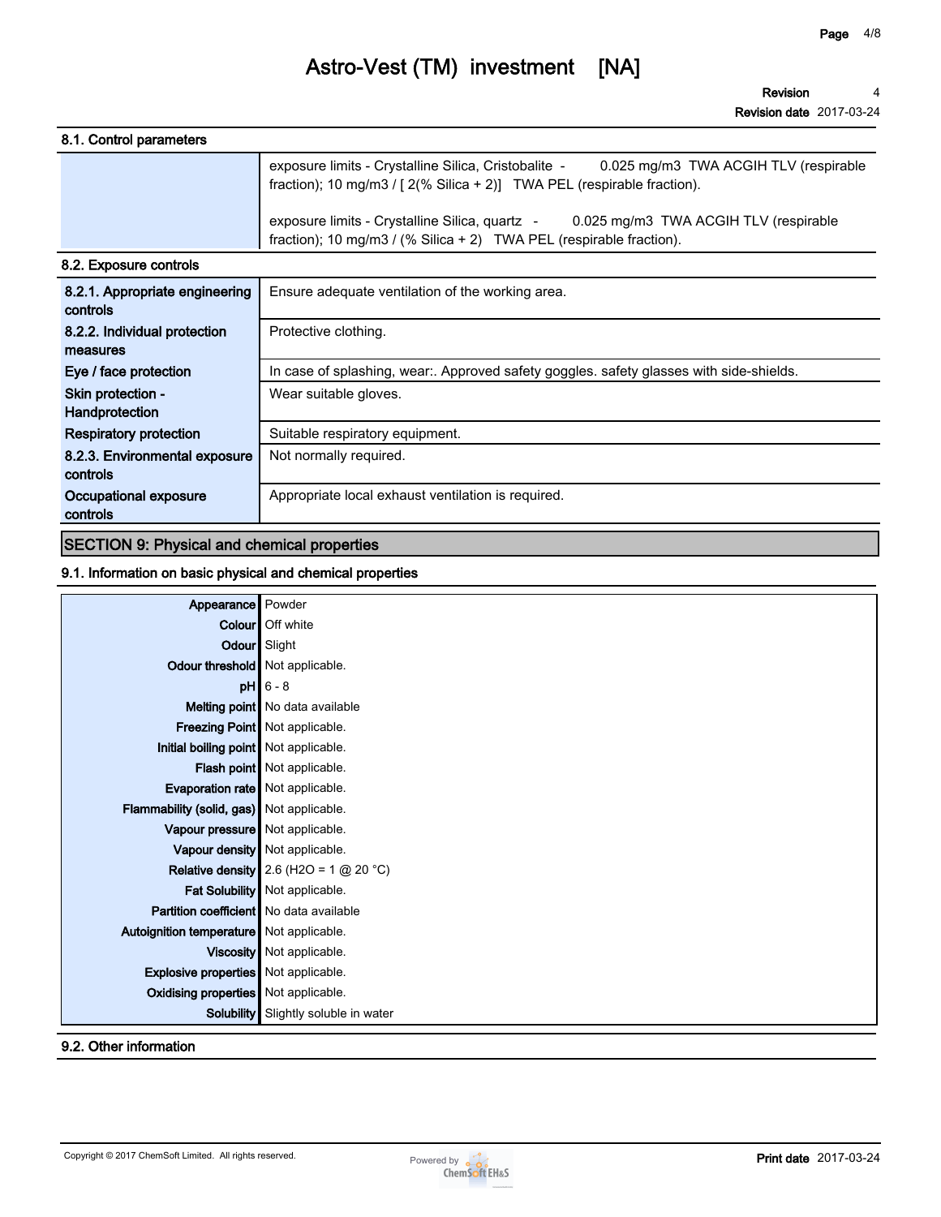### 8.1. Control parameters

| | |
|---|---|
| | exposure limits - Crystalline Silica, Cristobalite - 0.025 mg/m3 TWA ACGIH TLV (respirable fraction); 10 mg/m3 / [ 2(% Silica + 2)] TWA PEL (respirable fraction).<br><br>exposure limits - Crystalline Silica, quartz - 0.025 mg/m3 TWA ACGIH TLV (respirable fraction); 10 mg/m3 / (% Silica + 2) TWA PEL (respirable fraction). |

### 8.2. Exposure controls

| | |
|---|---|
| **8.2.1. Appropriate engineering controls** | Ensure adequate ventilation of the working area. |
| **8.2.2. Individual protection measures** | Protective clothing. |
| **Eye / face protection** | In case of splashing, wear:. Approved safety goggles. safety glasses with side-shields. |
| **Skin protection - Handprotection** | Wear suitable gloves. |
| **Respiratory protection** | Suitable respiratory equipment. |
| **8.2.3. Environmental exposure controls** | Not normally required. |
| **Occupational exposure controls** | Appropriate local exhaust ventilation is required. |

## SECTION 9: Physical and chemical properties

### 9.1. Information on basic physical and chemical properties

| | |
|---|---|
| **Appearance** | Powder |
| **Colour** | Off white |
| **Odour** | Slight |
| **Odour threshold** | Not applicable. |
| **pH** | 6 - 8 |
| **Melting point** | No data available |
| **Freezing Point** | Not applicable. |
| **Initial boiling point** | Not applicable. |
| **Flash point** | Not applicable. |
| **Evaporation rate** | Not applicable. |
| **Flammability (solid, gas)** | Not applicable. |
| **Vapour pressure** | Not applicable. |
| **Vapour density** | Not applicable. |
| **Relative density** | 2.6 ($H_2O$ = 1 @ 20 °C) |
| **Fat Solubility** | Not applicable. |
| **Partition coefficient** | No data available |
| **Autoignition temperature** | Not applicable. |
| **Viscosity** | Not applicable. |
| **Explosive properties** | Not applicable. |
| **Oxidising properties** | Not applicable. |
| **Solubility** | Slightly soluble in water |

### 9.2. Other information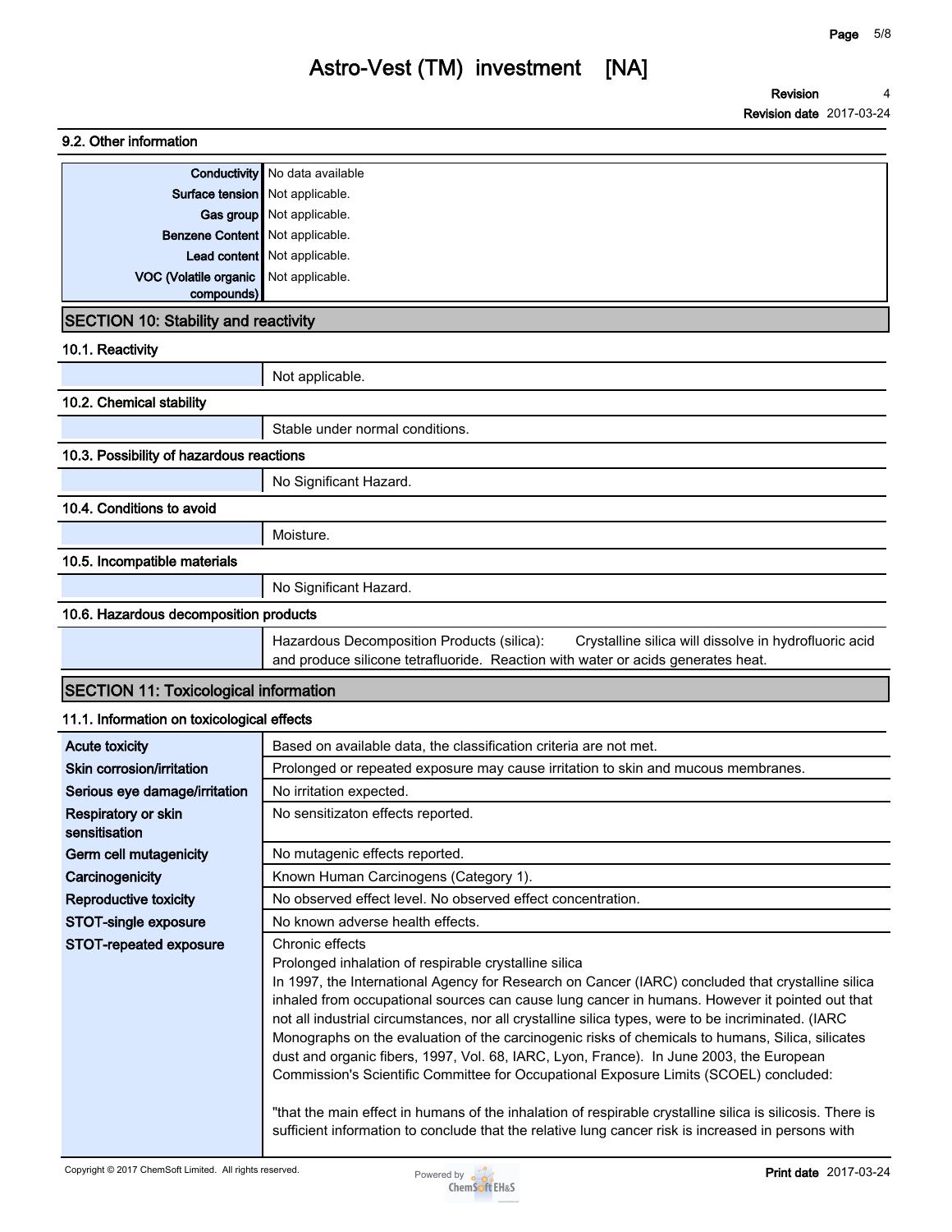### 9.2. Other information

| | |
|---|---|
| **Conductivity** | No data available |
| **Surface tension** | Not applicable. |
| **Gas group** | Not applicable. |
| **Benzene Content** | Not applicable. |
| **Lead content** | Not applicable. |
| **VOC (Volatile organic compounds)** | Not applicable. |

## SECTION 10: Stability and reactivity

### 10.1. Reactivity

Not applicable.

### 10.2. Chemical stability

Stable under normal conditions.

### 10.3. Possibility of hazardous reactions

No Significant Hazard.

### 10.4. Conditions to avoid

Moisture.

### 10.5. Incompatible materials

No Significant Hazard.

### 10.6. Hazardous decomposition products

Hazardous Decomposition Products (silica): Crystalline silica will dissolve in hydrofluoric acid and produce silicone tetrafluoride. Reaction with water or acids generates heat.

## SECTION 11: Toxicological information

### 11.1. Information on toxicological effects

| | |
|---|---|
| **Acute toxicity** | Based on available data, the classification criteria are not met. |
| **Skin corrosion/irritation** | Prolonged or repeated exposure may cause irritation to skin and mucous membranes. |
| **Serious eye damage/irritation** | No irritation expected. |
| **Respiratory or skin sensitisation** | No sensitizaton effects reported. |
| **Germ cell mutagenicity** | No mutagenic effects reported. |
| **Carcinogenicity** | Known Human Carcinogens (Category 1). |
| **Reproductive toxicity** | No observed effect level. No observed effect concentration. |
| **STOT-single exposure** | No known adverse health effects. |
| **STOT-repeated exposure** | Chronic effects<br>Prolonged inhalation of respirable crystalline silica<br>In 1997, the International Agency for Research on Cancer (IARC) concluded that crystalline silica inhaled from occupational sources can cause lung cancer in humans. However it pointed out that not all industrial circumstances, nor all crystalline silica types, were to be incriminated. (IARC Monographs on the evaluation of the carcinogenic risks of chemicals to humans, Silica, silicates dust and organic fibers, 1997, Vol. 68, IARC, Lyon, France). In June 2003, the European Commission's Scientific Committee for Occupational Exposure Limits (SCOEL) concluded:<br><br>"that the main effect in humans of the inhalation of respirable crystalline silica is silicosis. There is sufficient information to conclude that the relative lung cancer risk is increased in persons with |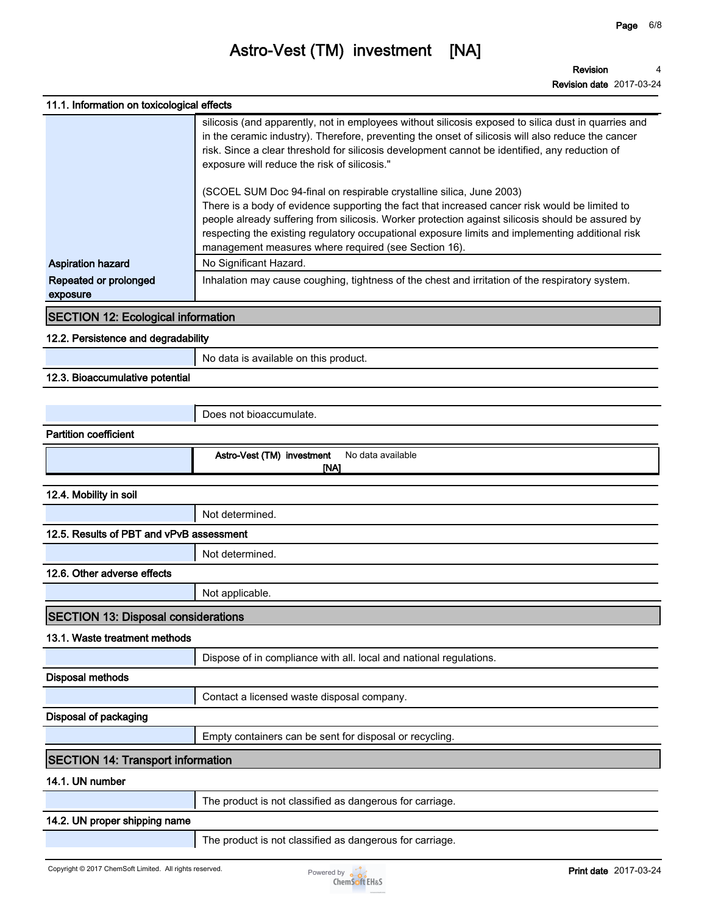### 11.1. Information on toxicological effects

| | |
|---|---|
| | silicosis (and apparently, not in employees without silicosis exposed to silica dust in quarries and in the ceramic industry). Therefore, preventing the onset of silicosis will also reduce the cancer risk. Since a clear threshold for silicosis development cannot be identified, any reduction of exposure will reduce the risk of silicosis."<br><br>(SCOEL SUM Doc 94-final on respirable crystalline silica, June 2003)<br>There is a body of evidence supporting the fact that increased cancer risk would be limited to people already suffering from silicosis. Worker protection against silicosis should be assured by respecting the existing regulatory occupational exposure limits and implementing additional risk management measures where required (see Section 16). |
| **Aspiration hazard** | No Significant Hazard. |
| **Repeated or prolonged exposure** | Inhalation may cause coughing, tightness of the chest and irritation of the respiratory system. |

## SECTION 12: Ecological information

### 12.2. Persistence and degradability

No data is available on this product.

### 12.3. Bioaccumulative potential

Does not bioaccumulate.

**Partition coefficient**

| | | |
|---|---|---|
| | **Astro-Vest (TM) investment [NA]** | No data available |

### 12.4. Mobility in soil

Not determined.

### 12.5. Results of PBT and vPvB assessment

Not determined.

### 12.6. Other adverse effects

Not applicable.

## SECTION 13: Disposal considerations

### 13.1. Waste treatment methods

Dispose of in compliance with all. local and national regulations.

**Disposal methods**

Contact a licensed waste disposal company.

**Disposal of packaging**

Empty containers can be sent for disposal or recycling.

## SECTION 14: Transport information

### 14.1. UN number

The product is not classified as dangerous for carriage.

### 14.2. UN proper shipping name

The product is not classified as dangerous for carriage.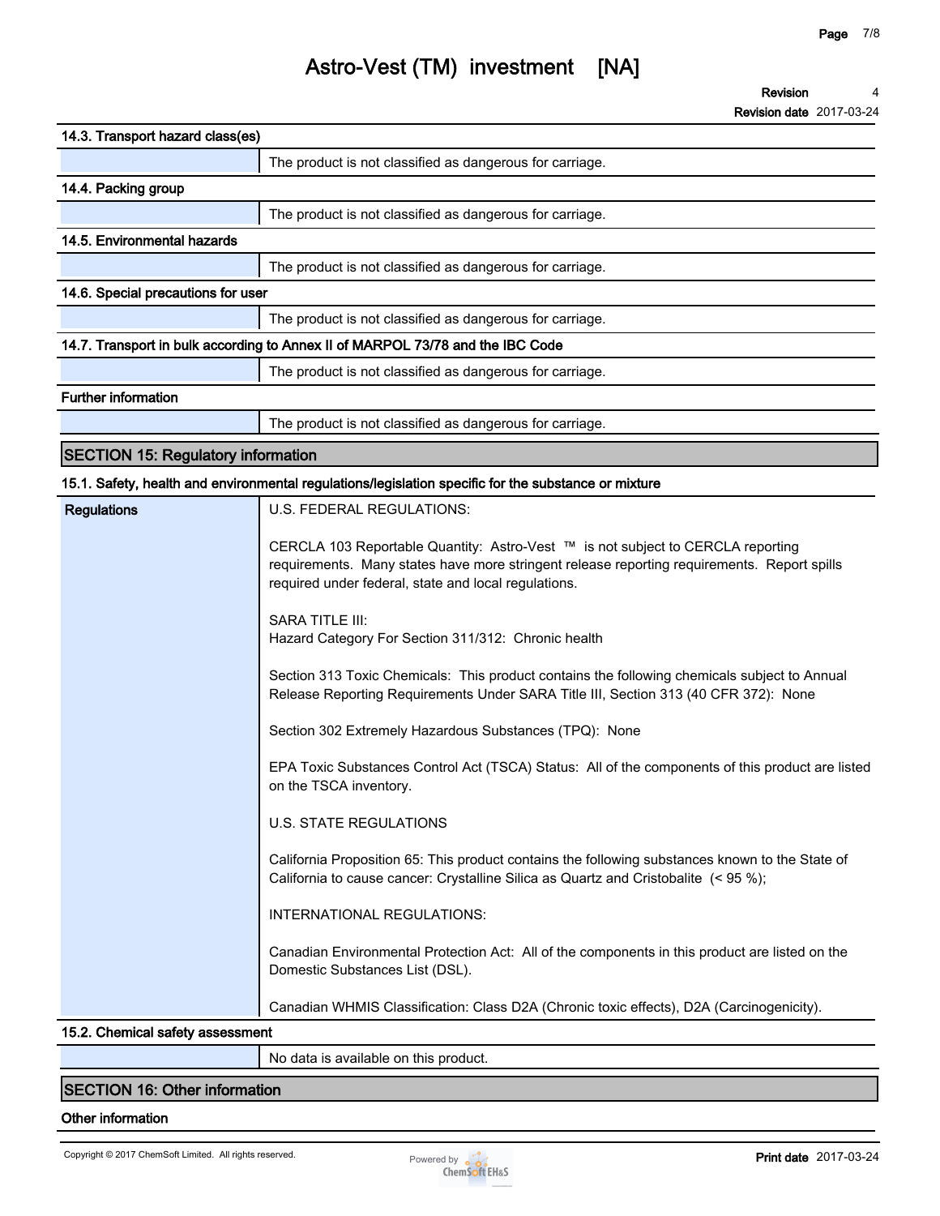### 14.3. Transport hazard class(es)

| | |
|---|---|
| | The product is not classified as dangerous for carriage. |

### 14.4. Packing group

| | |
|---|---|
| | The product is not classified as dangerous for carriage. |

### 14.5. Environmental hazards

| | |
|---|---|
| | The product is not classified as dangerous for carriage. |

### 14.6. Special precautions for user

| | |
|---|---|
| | The product is not classified as dangerous for carriage. |

### 14.7. Transport in bulk according to Annex II of MARPOL 73/78 and the IBC Code

| | |
|---|---|
| | The product is not classified as dangerous for carriage. |

### Further information

| | |
|---|---|
| | The product is not classified as dangerous for carriage. |

## SECTION 15: Regulatory information

### 15.1. Safety, health and environmental regulations/legislation specific for the substance or mixture

**Regulations**

U.S. FEDERAL REGULATIONS:

CERCLA 103 Reportable Quantity: Astro-Vest ™ is not subject to CERCLA reporting requirements. Many states have more stringent release reporting requirements. Report spills required under federal, state and local regulations.

SARA TITLE III:
Hazard Category For Section 311/312: Chronic health

Section 313 Toxic Chemicals: This product contains the following chemicals subject to Annual Release Reporting Requirements Under SARA Title III, Section 313 (40 CFR 372): None

Section 302 Extremely Hazardous Substances (TPQ): None

EPA Toxic Substances Control Act (TSCA) Status: All of the components of this product are listed on the TSCA inventory.

U.S. STATE REGULATIONS

California Proposition 65: This product contains the following substances known to the State of California to cause cancer: Crystalline Silica as Quartz and Cristobalite (< 95 %);

INTERNATIONAL REGULATIONS:

Canadian Environmental Protection Act: All of the components in this product are listed on the Domestic Substances List (DSL).

Canadian WHMIS Classification: Class D2A (Chronic toxic effects), D2A (Carcinogenicity).

### 15.2. Chemical safety assessment

| | |
|---|---|
| | No data is available on this product. |

## SECTION 16: Other information

### Other information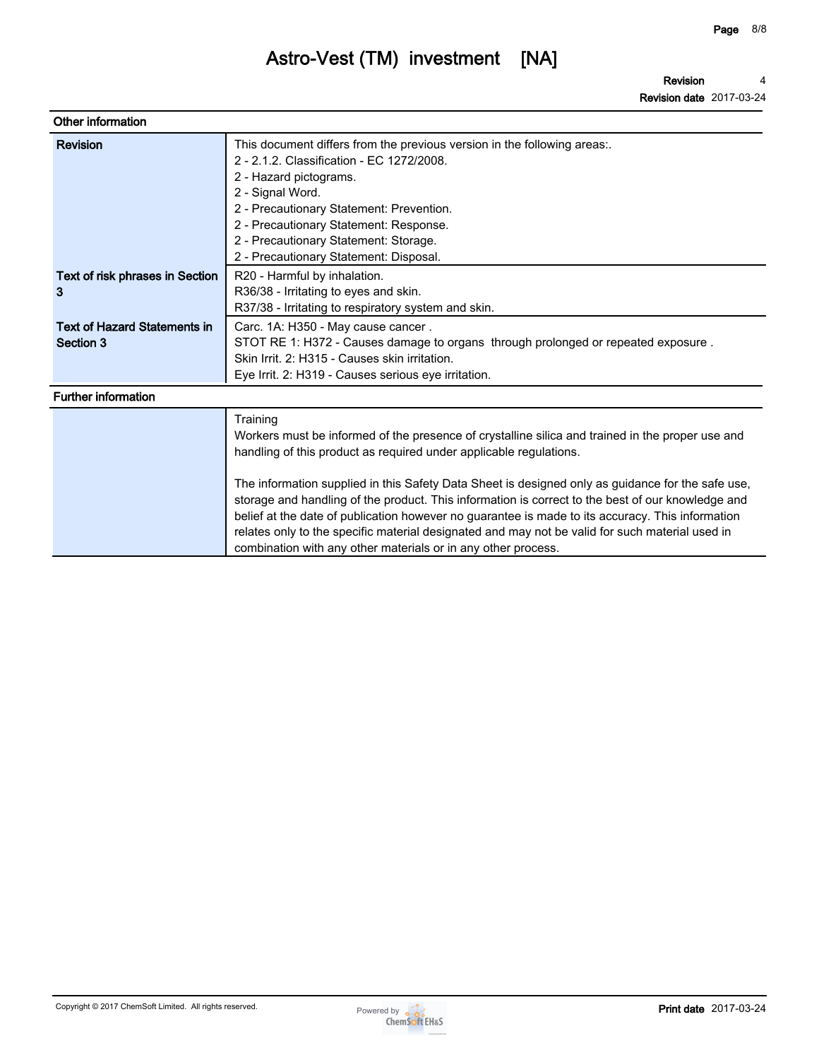## Other information

| | |
|---|---|
| **Revision** | This document differs from the previous version in the following areas:.<br>2 - 2.1.2. Classification - EC 1272/2008.<br>2 - Hazard pictograms.<br>2 - Signal Word.<br>2 - Precautionary Statement: Prevention.<br>2 - Precautionary Statement: Response.<br>2 - Precautionary Statement: Storage.<br>2 - Precautionary Statement: Disposal. |
| **Text of risk phrases in Section 3** | R20 - Harmful by inhalation.<br>R36/38 - Irritating to eyes and skin.<br>R37/38 - Irritating to respiratory system and skin. |
| **Text of Hazard Statements in Section 3** | Carc. 1A: H350 - May cause cancer .<br>STOT RE 1: H372 - Causes damage to organs through prolonged or repeated exposure .<br>Skin Irrit. 2: H315 - Causes skin irritation.<br>Eye Irrit. 2: H319 - Causes serious eye irritation. |

## Further information

Training

Workers must be informed of the presence of crystalline silica and trained in the proper use and handling of this product as required under applicable regulations.

The information supplied in this Safety Data Sheet is designed only as guidance for the safe use, storage and handling of the product. This information is correct to the best of our knowledge and belief at the date of publication however no guarantee is made to its accuracy. This information relates only to the specific material designated and may not be valid for such material used in combination with any other materials or in any other process.